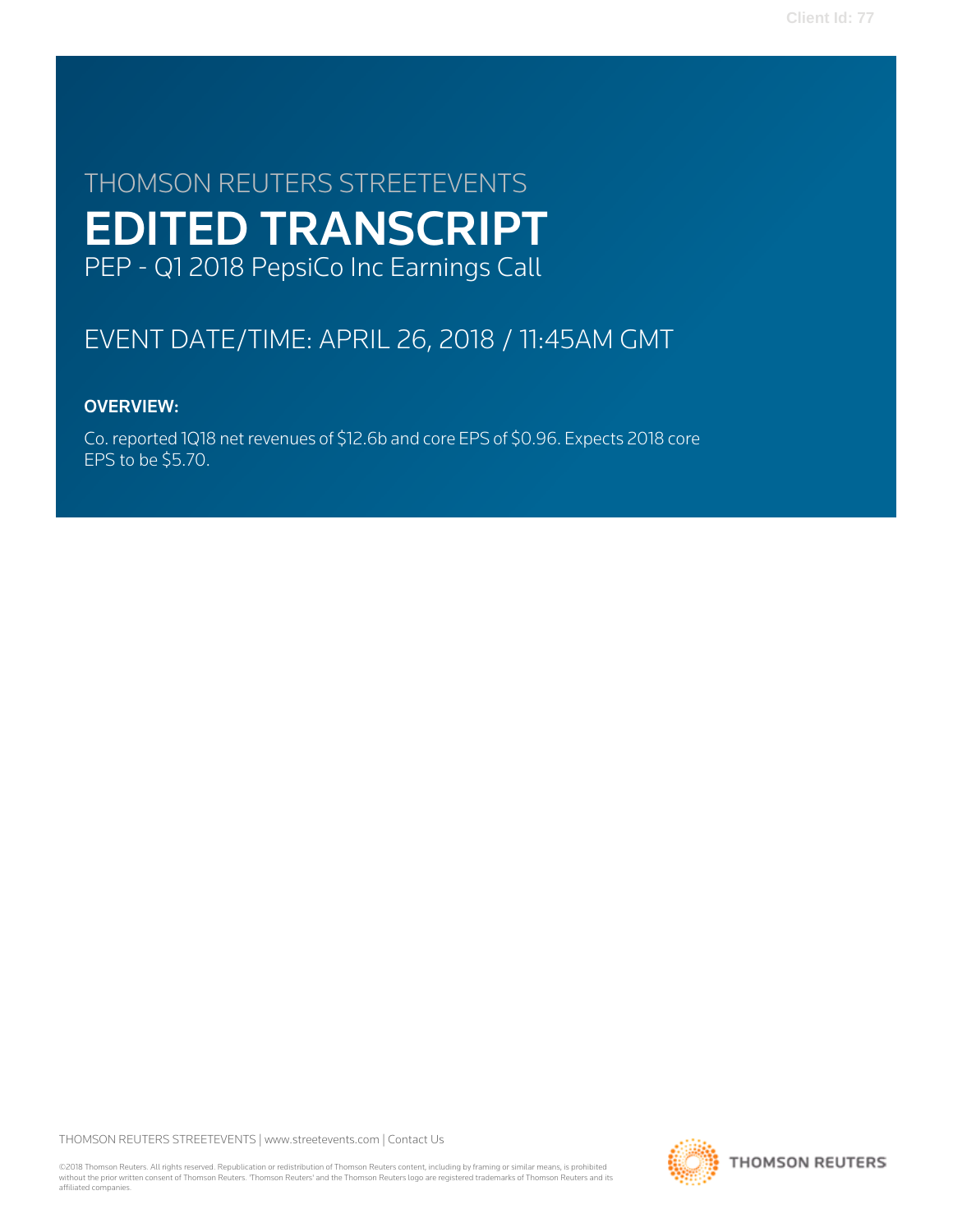THOMSON REUTERS STREETEVENTS

# EDITED TRANSCRIPT

PEP - Q1 2018 PepsiCo Inc Earnings Call

EVENT DATE/TIME: APRIL 26, 2018 / 11:45AM GMT

**OVERVIEW:**

Co. reported 1Q18 net revenues of $12.6b and core EPS of $0.96. Expects 2018 core EPS to be $5.70.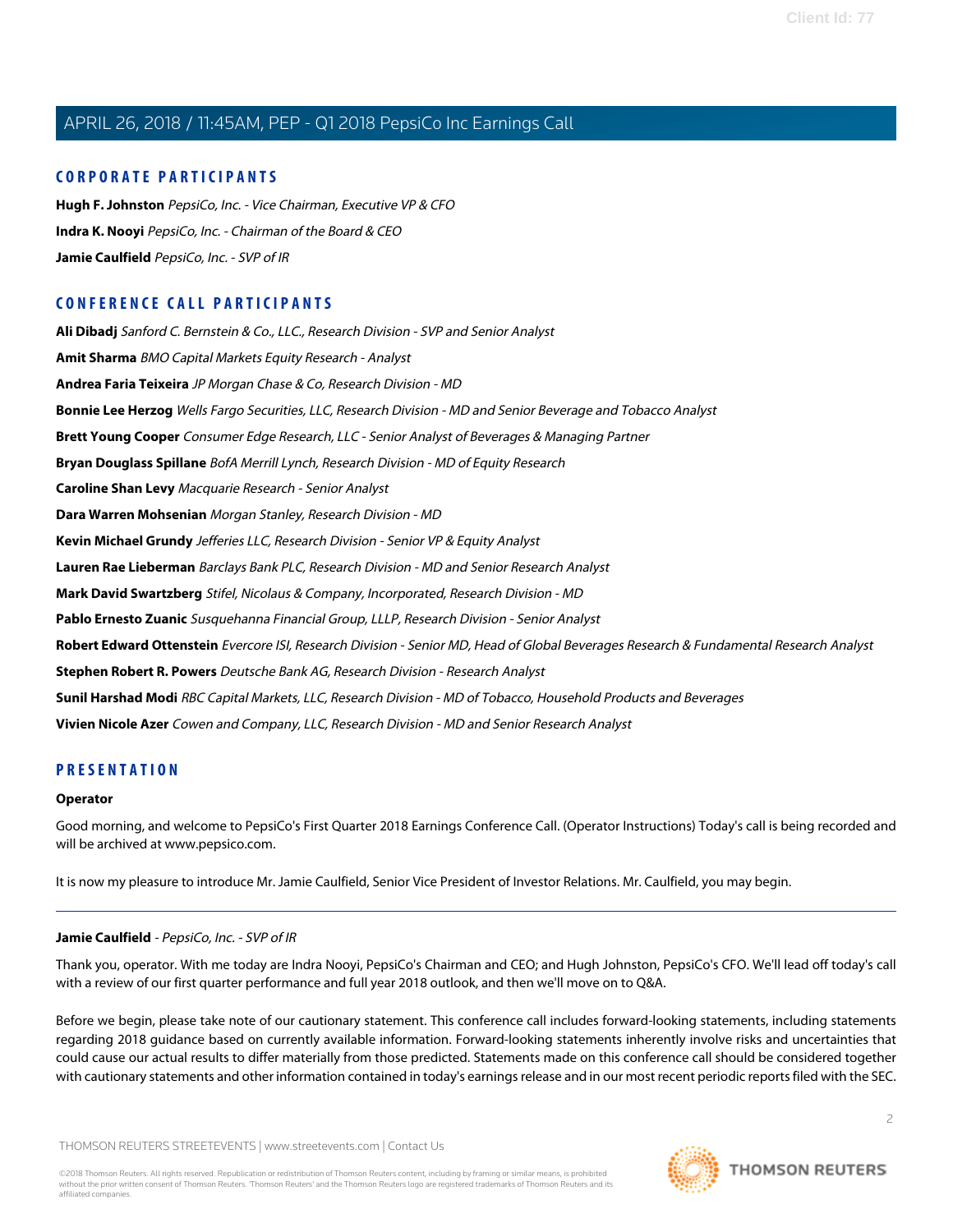## CORPORATE PARTICIPANTS

**Hugh F. Johnston** *PepsiCo, Inc. - Vice Chairman, Executive VP & CFO*

**Indra K. Nooyi** *PepsiCo, Inc. - Chairman of the Board & CEO*

**Jamie Caulfield** *PepsiCo, Inc. - SVP of IR*

## CONFERENCE CALL PARTICIPANTS

**Ali Dibadj** *Sanford C. Bernstein & Co., LLC., Research Division - SVP and Senior Analyst*

**Amit Sharma** *BMO Capital Markets Equity Research - Analyst*

**Andrea Faria Teixeira** *JP Morgan Chase & Co, Research Division - MD*

**Bonnie Lee Herzog** *Wells Fargo Securities, LLC, Research Division - MD and Senior Beverage and Tobacco Analyst*

**Brett Young Cooper** *Consumer Edge Research, LLC - Senior Analyst of Beverages & Managing Partner*

**Bryan Douglass Spillane** *BofA Merrill Lynch, Research Division - MD of Equity Research*

**Caroline Shan Levy** *Macquarie Research - Senior Analyst*

**Dara Warren Mohsenian** *Morgan Stanley, Research Division - MD*

**Kevin Michael Grundy** *Jefferies LLC, Research Division - Senior VP & Equity Analyst*

**Lauren Rae Lieberman** *Barclays Bank PLC, Research Division - MD and Senior Research Analyst*

**Mark David Swartzberg** *Stifel, Nicolaus & Company, Incorporated, Research Division - MD*

**Pablo Ernesto Zuanic** *Susquehanna Financial Group, LLLP, Research Division - Senior Analyst*

**Robert Edward Ottenstein** *Evercore ISI, Research Division - Senior MD, Head of Global Beverages Research & Fundamental Research Analyst*

**Stephen Robert R. Powers** *Deutsche Bank AG, Research Division - Research Analyst*

**Sunil Harshad Modi** *RBC Capital Markets, LLC, Research Division - MD of Tobacco, Household Products and Beverages*

**Vivien Nicole Azer** *Cowen and Company, LLC, Research Division - MD and Senior Research Analyst*

## PRESENTATION

**Operator**

Good morning, and welcome to PepsiCo's First Quarter 2018 Earnings Conference Call. (Operator Instructions) Today's call is being recorded and will be archived at www.pepsico.com.

It is now my pleasure to introduce Mr. Jamie Caulfield, Senior Vice President of Investor Relations. Mr. Caulfield, you may begin.

---

**Jamie Caulfield** - *PepsiCo, Inc. - SVP of IR*

Thank you, operator. With me today are Indra Nooyi, PepsiCo's Chairman and CEO; and Hugh Johnston, PepsiCo's CFO. We'll lead off today's call with a review of our first quarter performance and full year 2018 outlook, and then we'll move on to Q&A.

Before we begin, please take note of our cautionary statement. This conference call includes forward-looking statements, including statements regarding 2018 guidance based on currently available information. Forward-looking statements inherently involve risks and uncertainties that could cause our actual results to differ materially from those predicted. Statements made on this conference call should be considered together with cautionary statements and other information contained in today's earnings release and in our most recent periodic reports filed with the SEC.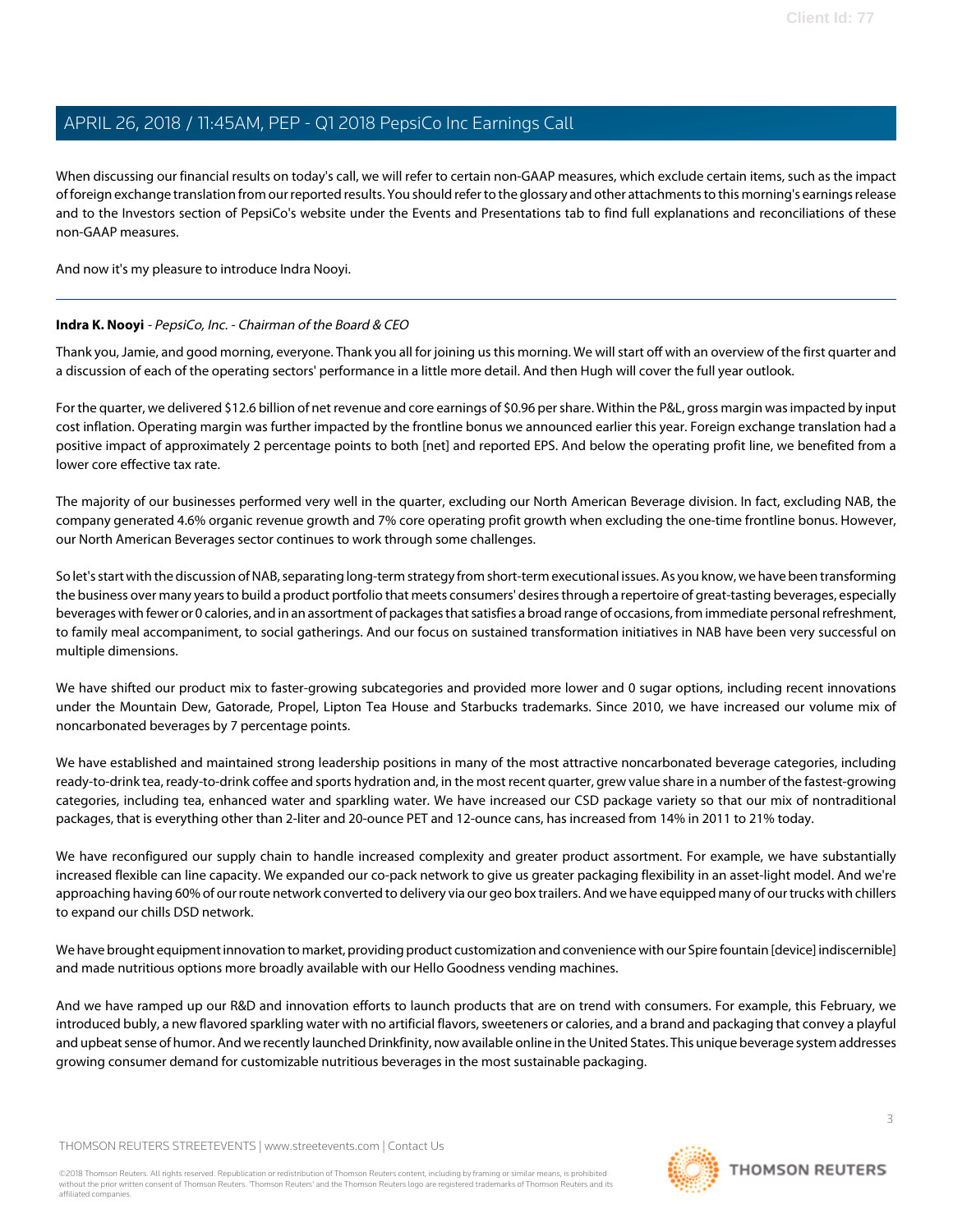When discussing our financial results on today's call, we will refer to certain non-GAAP measures, which exclude certain items, such as the impact of foreign exchange translation from our reported results. You should refer to the glossary and other attachments to this morning's earnings release and to the Investors section of PepsiCo's website under the Events and Presentations tab to find full explanations and reconciliations of these non-GAAP measures.

And now it's my pleasure to introduce Indra Nooyi.

---

**Indra K. Nooyi** *- PepsiCo, Inc. - Chairman of the Board & CEO*

Thank you, Jamie, and good morning, everyone. Thank you all for joining us this morning. We will start off with an overview of the first quarter and a discussion of each of the operating sectors' performance in a little more detail. And then Hugh will cover the full year outlook.

For the quarter, we delivered $12.6 billion of net revenue and core earnings of $0.96 per share. Within the P&L, gross margin was impacted by input cost inflation. Operating margin was further impacted by the frontline bonus we announced earlier this year. Foreign exchange translation had a positive impact of approximately 2 percentage points to both [net] and reported EPS. And below the operating profit line, we benefited from a lower core effective tax rate.

The majority of our businesses performed very well in the quarter, excluding our North American Beverage division. In fact, excluding NAB, the company generated 4.6% organic revenue growth and 7% core operating profit growth when excluding the one-time frontline bonus. However, our North American Beverages sector continues to work through some challenges.

So let's start with the discussion of NAB, separating long-term strategy from short-term executional issues. As you know, we have been transforming the business over many years to build a product portfolio that meets consumers' desires through a repertoire of great-tasting beverages, especially beverages with fewer or 0 calories, and in an assortment of packages that satisfies a broad range of occasions, from immediate personal refreshment, to family meal accompaniment, to social gatherings. And our focus on sustained transformation initiatives in NAB have been very successful on multiple dimensions.

We have shifted our product mix to faster-growing subcategories and provided more lower and 0 sugar options, including recent innovations under the Mountain Dew, Gatorade, Propel, Lipton Tea House and Starbucks trademarks. Since 2010, we have increased our volume mix of noncarbonated beverages by 7 percentage points.

We have established and maintained strong leadership positions in many of the most attractive noncarbonated beverage categories, including ready-to-drink tea, ready-to-drink coffee and sports hydration and, in the most recent quarter, grew value share in a number of the fastest-growing categories, including tea, enhanced water and sparkling water. We have increased our CSD package variety so that our mix of nontraditional packages, that is everything other than 2-liter and 20-ounce PET and 12-ounce cans, has increased from 14% in 2011 to 21% today.

We have reconfigured our supply chain to handle increased complexity and greater product assortment. For example, we have substantially increased flexible can line capacity. We expanded our co-pack network to give us greater packaging flexibility in an asset-light model. And we're approaching having 60% of our route network converted to delivery via our geo box trailers. And we have equipped many of our trucks with chillers to expand our chills DSD network.

We have brought equipment innovation to market, providing product customization and convenience with our Spire fountain [device] indiscernible] and made nutritious options more broadly available with our Hello Goodness vending machines.

And we have ramped up our R&D and innovation efforts to launch products that are on trend with consumers. For example, this February, we introduced bubly, a new flavored sparkling water with no artificial flavors, sweeteners or calories, and a brand and packaging that convey a playful and upbeat sense of humor. And we recently launched Drinkfinity, now available online in the United States. This unique beverage system addresses growing consumer demand for customizable nutritious beverages in the most sustainable packaging.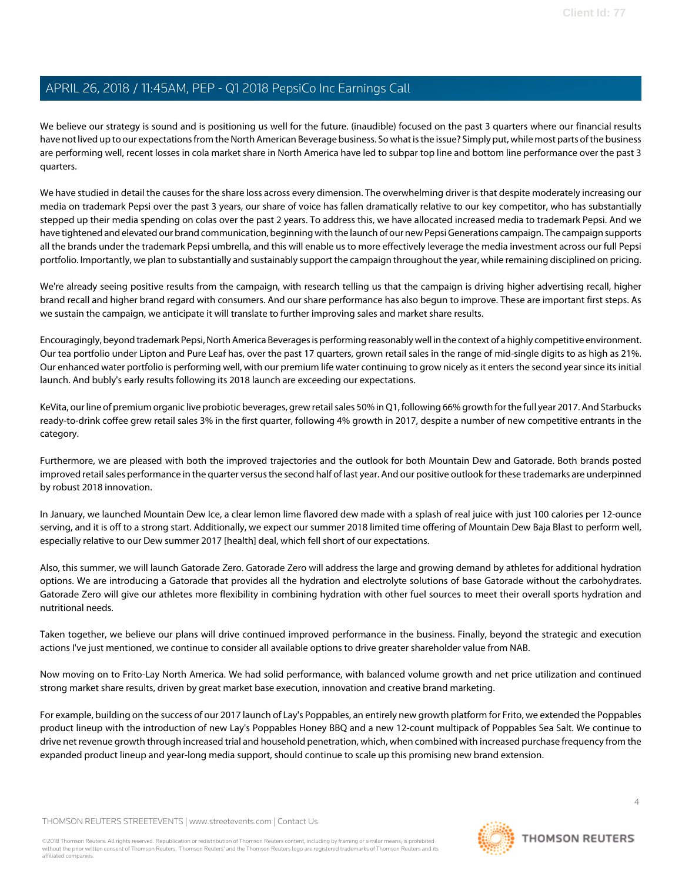We believe our strategy is sound and is positioning us well for the future. (inaudible) focused on the past 3 quarters where our financial results have not lived up to our expectations from the North American Beverage business. So what is the issue? Simply put, while most parts of the business are performing well, recent losses in cola market share in North America have led to subpar top line and bottom line performance over the past 3 quarters.

We have studied in detail the causes for the share loss across every dimension. The overwhelming driver is that despite moderately increasing our media on trademark Pepsi over the past 3 years, our share of voice has fallen dramatically relative to our key competitor, who has substantially stepped up their media spending on colas over the past 2 years. To address this, we have allocated increased media to trademark Pepsi. And we have tightened and elevated our brand communication, beginning with the launch of our new Pepsi Generations campaign. The campaign supports all the brands under the trademark Pepsi umbrella, and this will enable us to more effectively leverage the media investment across our full Pepsi portfolio. Importantly, we plan to substantially and sustainably support the campaign throughout the year, while remaining disciplined on pricing.

We're already seeing positive results from the campaign, with research telling us that the campaign is driving higher advertising recall, higher brand recall and higher brand regard with consumers. And our share performance has also begun to improve. These are important first steps. As we sustain the campaign, we anticipate it will translate to further improving sales and market share results.

Encouragingly, beyond trademark Pepsi, North America Beverages is performing reasonably well in the context of a highly competitive environment. Our tea portfolio under Lipton and Pure Leaf has, over the past 17 quarters, grown retail sales in the range of mid-single digits to as high as 21%. Our enhanced water portfolio is performing well, with our premium life water continuing to grow nicely as it enters the second year since its initial launch. And bubly's early results following its 2018 launch are exceeding our expectations.

KeVita, our line of premium organic live probiotic beverages, grew retail sales 50% in Q1, following 66% growth for the full year 2017. And Starbucks ready-to-drink coffee grew retail sales 3% in the first quarter, following 4% growth in 2017, despite a number of new competitive entrants in the category.

Furthermore, we are pleased with both the improved trajectories and the outlook for both Mountain Dew and Gatorade. Both brands posted improved retail sales performance in the quarter versus the second half of last year. And our positive outlook for these trademarks are underpinned by robust 2018 innovation.

In January, we launched Mountain Dew Ice, a clear lemon lime flavored dew made with a splash of real juice with just 100 calories per 12-ounce serving, and it is off to a strong start. Additionally, we expect our summer 2018 limited time offering of Mountain Dew Baja Blast to perform well, especially relative to our Dew summer 2017 [health] deal, which fell short of our expectations.

Also, this summer, we will launch Gatorade Zero. Gatorade Zero will address the large and growing demand by athletes for additional hydration options. We are introducing a Gatorade that provides all the hydration and electrolyte solutions of base Gatorade without the carbohydrates. Gatorade Zero will give our athletes more flexibility in combining hydration with other fuel sources to meet their overall sports hydration and nutritional needs.

Taken together, we believe our plans will drive continued improved performance in the business. Finally, beyond the strategic and execution actions I've just mentioned, we continue to consider all available options to drive greater shareholder value from NAB.

Now moving on to Frito-Lay North America. We had solid performance, with balanced volume growth and net price utilization and continued strong market share results, driven by great market base execution, innovation and creative brand marketing.

For example, building on the success of our 2017 launch of Lay's Poppables, an entirely new growth platform for Frito, we extended the Poppables product lineup with the introduction of new Lay's Poppables Honey BBQ and a new 12-count multipack of Poppables Sea Salt. We continue to drive net revenue growth through increased trial and household penetration, which, when combined with increased purchase frequency from the expanded product lineup and year-long media support, should continue to scale up this promising new brand extension.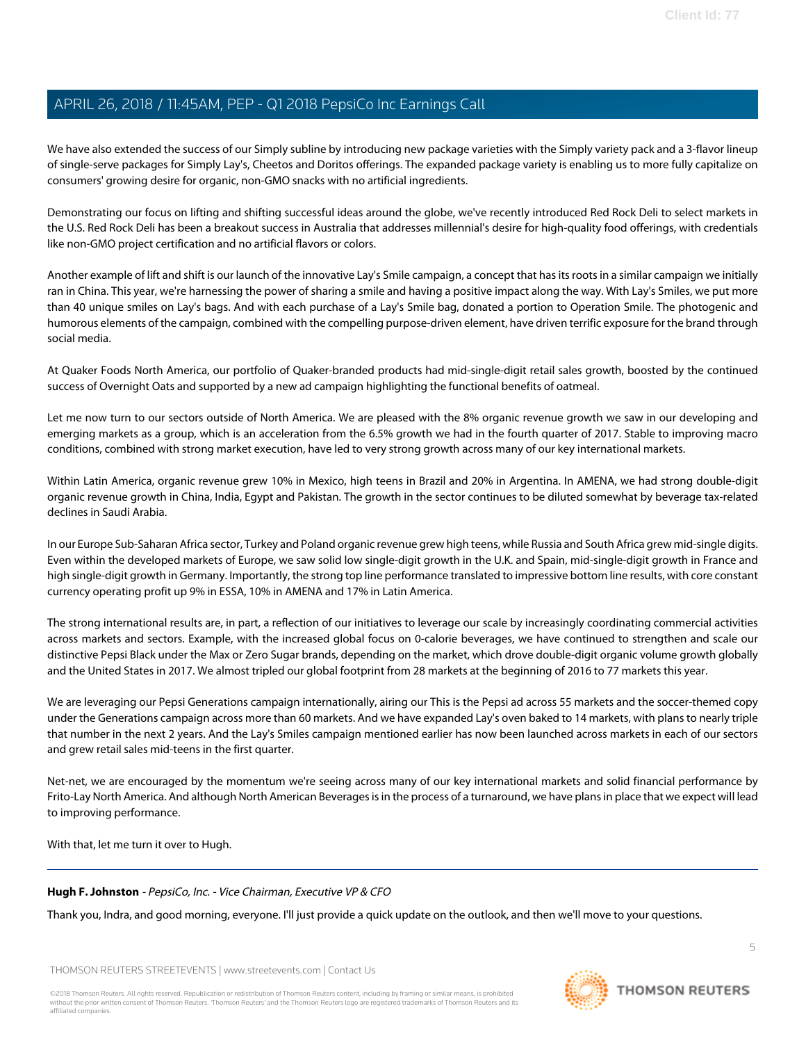We have also extended the success of our Simply subline by introducing new package varieties with the Simply variety pack and a 3-flavor lineup of single-serve packages for Simply Lay's, Cheetos and Doritos offerings. The expanded package variety is enabling us to more fully capitalize on consumers' growing desire for organic, non-GMO snacks with no artificial ingredients.

Demonstrating our focus on lifting and shifting successful ideas around the globe, we've recently introduced Red Rock Deli to select markets in the U.S. Red Rock Deli has been a breakout success in Australia that addresses millennial's desire for high-quality food offerings, with credentials like non-GMO project certification and no artificial flavors or colors.

Another example of lift and shift is our launch of the innovative Lay's Smile campaign, a concept that has its roots in a similar campaign we initially ran in China. This year, we're harnessing the power of sharing a smile and having a positive impact along the way. With Lay's Smiles, we put more than 40 unique smiles on Lay's bags. And with each purchase of a Lay's Smile bag, donated a portion to Operation Smile. The photogenic and humorous elements of the campaign, combined with the compelling purpose-driven element, have driven terrific exposure for the brand through social media.

At Quaker Foods North America, our portfolio of Quaker-branded products had mid-single-digit retail sales growth, boosted by the continued success of Overnight Oats and supported by a new ad campaign highlighting the functional benefits of oatmeal.

Let me now turn to our sectors outside of North America. We are pleased with the 8% organic revenue growth we saw in our developing and emerging markets as a group, which is an acceleration from the 6.5% growth we had in the fourth quarter of 2017. Stable to improving macro conditions, combined with strong market execution, have led to very strong growth across many of our key international markets.

Within Latin America, organic revenue grew 10% in Mexico, high teens in Brazil and 20% in Argentina. In AMENA, we had strong double-digit organic revenue growth in China, India, Egypt and Pakistan. The growth in the sector continues to be diluted somewhat by beverage tax-related declines in Saudi Arabia.

In our Europe Sub-Saharan Africa sector, Turkey and Poland organic revenue grew high teens, while Russia and South Africa grew mid-single digits. Even within the developed markets of Europe, we saw solid low single-digit growth in the U.K. and Spain, mid-single-digit growth in France and high single-digit growth in Germany. Importantly, the strong top line performance translated to impressive bottom line results, with core constant currency operating profit up 9% in ESSA, 10% in AMENA and 17% in Latin America.

The strong international results are, in part, a reflection of our initiatives to leverage our scale by increasingly coordinating commercial activities across markets and sectors. Example, with the increased global focus on 0-calorie beverages, we have continued to strengthen and scale our distinctive Pepsi Black under the Max or Zero Sugar brands, depending on the market, which drove double-digit organic volume growth globally and the United States in 2017. We almost tripled our global footprint from 28 markets at the beginning of 2016 to 77 markets this year.

We are leveraging our Pepsi Generations campaign internationally, airing our This is the Pepsi ad across 55 markets and the soccer-themed copy under the Generations campaign across more than 60 markets. And we have expanded Lay's oven baked to 14 markets, with plans to nearly triple that number in the next 2 years. And the Lay's Smiles campaign mentioned earlier has now been launched across markets in each of our sectors and grew retail sales mid-teens in the first quarter.

Net-net, we are encouraged by the momentum we're seeing across many of our key international markets and solid financial performance by Frito-Lay North America. And although North American Beverages is in the process of a turnaround, we have plans in place that we expect will lead to improving performance.

With that, let me turn it over to Hugh.

---

**Hugh F. Johnston** - *PepsiCo, Inc. - Vice Chairman, Executive VP & CFO*

Thank you, Indra, and good morning, everyone. I'll just provide a quick update on the outlook, and then we'll move to your questions.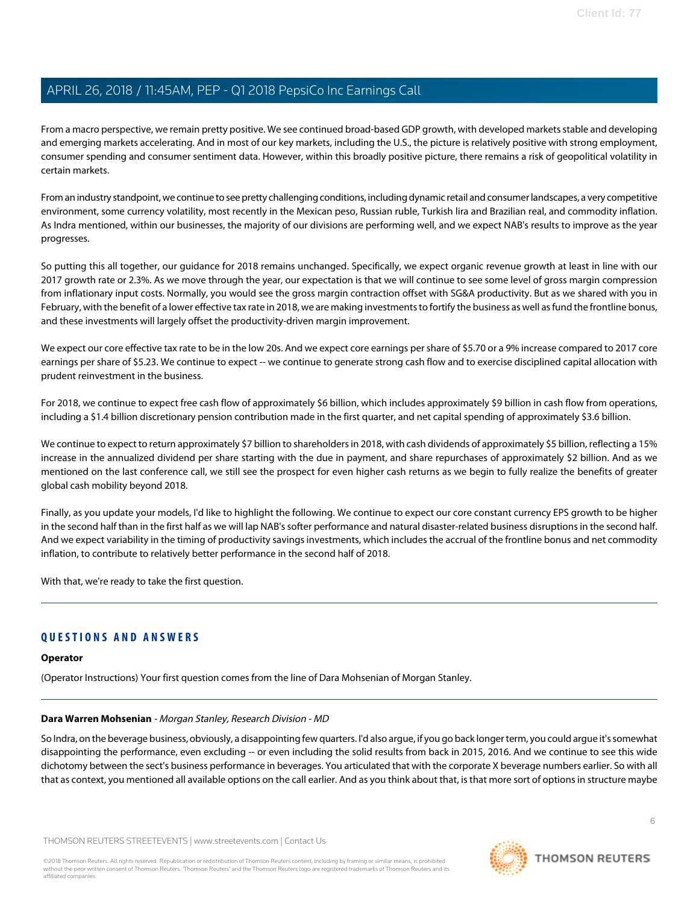From a macro perspective, we remain pretty positive. We see continued broad-based GDP growth, with developed markets stable and developing and emerging markets accelerating. And in most of our key markets, including the U.S., the picture is relatively positive with strong employment, consumer spending and consumer sentiment data. However, within this broadly positive picture, there remains a risk of geopolitical volatility in certain markets.

From an industry standpoint, we continue to see pretty challenging conditions, including dynamic retail and consumer landscapes, a very competitive environment, some currency volatility, most recently in the Mexican peso, Russian ruble, Turkish lira and Brazilian real, and commodity inflation. As Indra mentioned, within our businesses, the majority of our divisions are performing well, and we expect NAB's results to improve as the year progresses.

So putting this all together, our guidance for 2018 remains unchanged. Specifically, we expect organic revenue growth at least in line with our 2017 growth rate or 2.3%. As we move through the year, our expectation is that we will continue to see some level of gross margin compression from inflationary input costs. Normally, you would see the gross margin contraction offset with SG&A productivity. But as we shared with you in February, with the benefit of a lower effective tax rate in 2018, we are making investments to fortify the business as well as fund the frontline bonus, and these investments will largely offset the productivity-driven margin improvement.

We expect our core effective tax rate to be in the low 20s. And we expect core earnings per share of $5.70 or a 9% increase compared to 2017 core earnings per share of $5.23. We continue to expect -- we continue to generate strong cash flow and to exercise disciplined capital allocation with prudent reinvestment in the business.

For 2018, we continue to expect free cash flow of approximately $6 billion, which includes approximately $9 billion in cash flow from operations, including a $1.4 billion discretionary pension contribution made in the first quarter, and net capital spending of approximately $3.6 billion.

We continue to expect to return approximately $7 billion to shareholders in 2018, with cash dividends of approximately $5 billion, reflecting a 15% increase in the annualized dividend per share starting with the due in payment, and share repurchases of approximately $2 billion. And as we mentioned on the last conference call, we still see the prospect for even higher cash returns as we begin to fully realize the benefits of greater global cash mobility beyond 2018.

Finally, as you update your models, I'd like to highlight the following. We continue to expect our core constant currency EPS growth to be higher in the second half than in the first half as we will lap NAB's softer performance and natural disaster-related business disruptions in the second half. And we expect variability in the timing of productivity savings investments, which includes the accrual of the frontline bonus and net commodity inflation, to contribute to relatively better performance in the second half of 2018.

With that, we're ready to take the first question.

---

## QUESTIONS AND ANSWERS

**Operator**

(Operator Instructions) Your first question comes from the line of Dara Mohsenian of Morgan Stanley.

---

**Dara Warren Mohsenian** - *Morgan Stanley, Research Division - MD*

So Indra, on the beverage business, obviously, a disappointing few quarters. I'd also argue, if you go back longer term, you could argue it's somewhat disappointing the performance, even excluding -- or even including the solid results from back in 2015, 2016. And we continue to see this wide dichotomy between the sect's business performance in beverages. You articulated that with the corporate X beverage numbers earlier. So with all that as context, you mentioned all available options on the call earlier. And as you think about that, is that more sort of options in structure maybe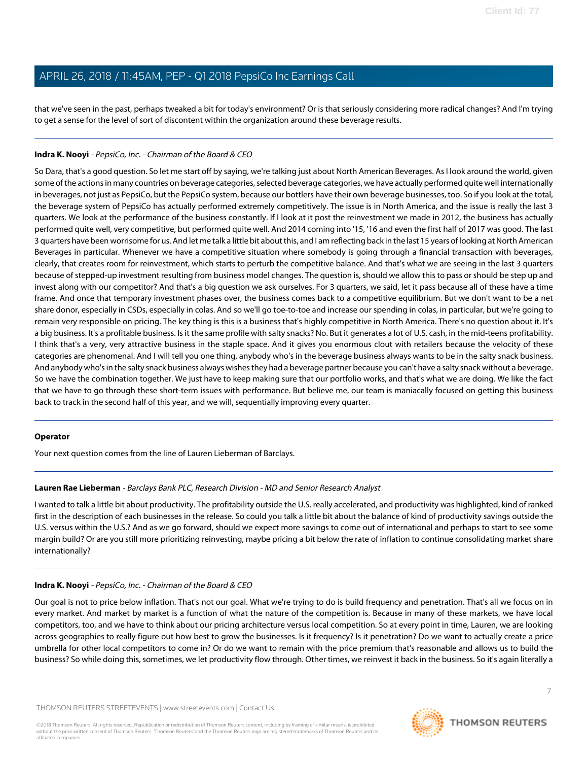that we've seen in the past, perhaps tweaked a bit for today's environment? Or is that seriously considering more radical changes? And I'm trying to get a sense for the level of sort of discontent within the organization around these beverage results.

---

**Indra K. Nooyi** - *PepsiCo, Inc. - Chairman of the Board & CEO*

So Dara, that's a good question. So let me start off by saying, we're talking just about North American Beverages. As I look around the world, given some of the actions in many countries on beverage categories, selected beverage categories, we have actually performed quite well internationally in beverages, not just as PepsiCo, but the PepsiCo system, because our bottlers have their own beverage businesses, too. So if you look at the total, the beverage system of PepsiCo has actually performed extremely competitively. The issue is in North America, and the issue is really the last 3 quarters. We look at the performance of the business constantly. If I look at it post the reinvestment we made in 2012, the business has actually performed quite well, very competitive, but performed quite well. And 2014 coming into '15, '16 and even the first half of 2017 was good. The last 3 quarters have been worrisome for us. And let me talk a little bit about this, and I am reflecting back in the last 15 years of looking at North American Beverages in particular. Whenever we have a competitive situation where somebody is going through a financial transaction with beverages, clearly, that creates room for reinvestment, which starts to perturb the competitive balance. And that's what we are seeing in the last 3 quarters because of stepped-up investment resulting from business model changes. The question is, should we allow this to pass or should be step up and invest along with our competitor? And that's a big question we ask ourselves. For 3 quarters, we said, let it pass because all of these have a time frame. And once that temporary investment phases over, the business comes back to a competitive equilibrium. But we don't want to be a net share donor, especially in CSDs, especially in colas. And so we'll go toe-to-toe and increase our spending in colas, in particular, but we're going to remain very responsible on pricing. The key thing is this is a business that's highly competitive in North America. There's no question about it. It's a big business. It's a profitable business. Is it the same profile with salty snacks? No. But it generates a lot of U.S. cash, in the mid-teens profitability. I think that's a very, very attractive business in the staple space. And it gives you enormous clout with retailers because the velocity of these categories are phenomenal. And I will tell you one thing, anybody who's in the beverage business always wants to be in the salty snack business. And anybody who's in the salty snack business always wishes they had a beverage partner because you can't have a salty snack without a beverage. So we have the combination together. We just have to keep making sure that our portfolio works, and that's what we are doing. We like the fact that we have to go through these short-term issues with performance. But believe me, our team is maniacally focused on getting this business back to track in the second half of this year, and we will, sequentially improving every quarter.

---

**Operator**

Your next question comes from the line of Lauren Lieberman of Barclays.

---

**Lauren Rae Lieberman** - *Barclays Bank PLC, Research Division - MD and Senior Research Analyst*

I wanted to talk a little bit about productivity. The profitability outside the U.S. really accelerated, and productivity was highlighted, kind of ranked first in the description of each businesses in the release. So could you talk a little bit about the balance of kind of productivity savings outside the U.S. versus within the U.S.? And as we go forward, should we expect more savings to come out of international and perhaps to start to see some margin build? Or are you still more prioritizing reinvesting, maybe pricing a bit below the rate of inflation to continue consolidating market share internationally?

---

**Indra K. Nooyi** - *PepsiCo, Inc. - Chairman of the Board & CEO*

Our goal is not to price below inflation. That's not our goal. What we're trying to do is build frequency and penetration. That's all we focus on in every market. And market by market is a function of what the nature of the competition is. Because in many of these markets, we have local competitors, too, and we have to think about our pricing architecture versus local competition. So at every point in time, Lauren, we are looking across geographies to really figure out how best to grow the businesses. Is it frequency? Is it penetration? Do we want to actually create a price umbrella for other local competitors to come in? Or do we want to remain with the price premium that's reasonable and allows us to build the business? So while doing this, sometimes, we let productivity flow through. Other times, we reinvest it back in the business. So it's again literally a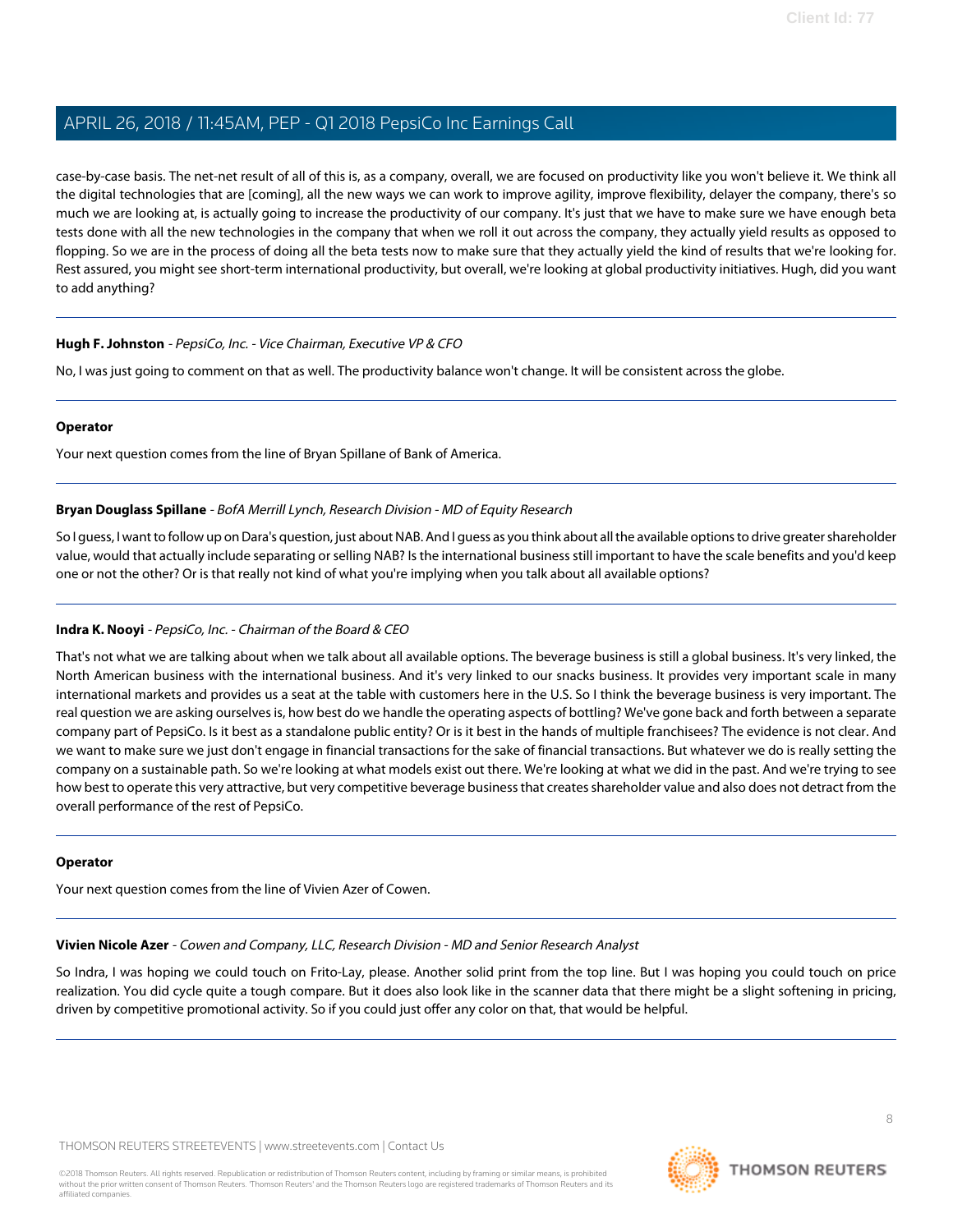case-by-case basis. The net-net result of all of this is, as a company, overall, we are focused on productivity like you won't believe it. We think all the digital technologies that are [coming], all the new ways we can work to improve agility, improve flexibility, delayer the company, there's so much we are looking at, is actually going to increase the productivity of our company. It's just that we have to make sure we have enough beta tests done with all the new technologies in the company that when we roll it out across the company, they actually yield results as opposed to flopping. So we are in the process of doing all the beta tests now to make sure that they actually yield the kind of results that we're looking for. Rest assured, you might see short-term international productivity, but overall, we're looking at global productivity initiatives. Hugh, did you want to add anything?

---

**Hugh F. Johnston** - *PepsiCo, Inc. - Vice Chairman, Executive VP & CFO*

No, I was just going to comment on that as well. The productivity balance won't change. It will be consistent across the globe.

---

**Operator**

Your next question comes from the line of Bryan Spillane of Bank of America.

---

**Bryan Douglass Spillane** - *BofA Merrill Lynch, Research Division - MD of Equity Research*

So I guess, I want to follow up on Dara's question, just about NAB. And I guess as you think about all the available options to drive greater shareholder value, would that actually include separating or selling NAB? Is the international business still important to have the scale benefits and you'd keep one or not the other? Or is that really not kind of what you're implying when you talk about all available options?

---

**Indra K. Nooyi** - *PepsiCo, Inc. - Chairman of the Board & CEO*

That's not what we are talking about when we talk about all available options. The beverage business is still a global business. It's very linked, the North American business with the international business. And it's very linked to our snacks business. It provides very important scale in many international markets and provides us a seat at the table with customers here in the U.S. So I think the beverage business is very important. The real question we are asking ourselves is, how best do we handle the operating aspects of bottling? We've gone back and forth between a separate company part of PepsiCo. Is it best as a standalone public entity? Or is it best in the hands of multiple franchisees? The evidence is not clear. And we want to make sure we just don't engage in financial transactions for the sake of financial transactions. But whatever we do is really setting the company on a sustainable path. So we're looking at what models exist out there. We're looking at what we did in the past. And we're trying to see how best to operate this very attractive, but very competitive beverage business that creates shareholder value and also does not detract from the overall performance of the rest of PepsiCo.

---

**Operator**

Your next question comes from the line of Vivien Azer of Cowen.

---

**Vivien Nicole Azer** - *Cowen and Company, LLC, Research Division - MD and Senior Research Analyst*

So Indra, I was hoping we could touch on Frito-Lay, please. Another solid print from the top line. But I was hoping you could touch on price realization. You did cycle quite a tough compare. But it does also look like in the scanner data that there might be a slight softening in pricing, driven by competitive promotional activity. So if you could just offer any color on that, that would be helpful.

---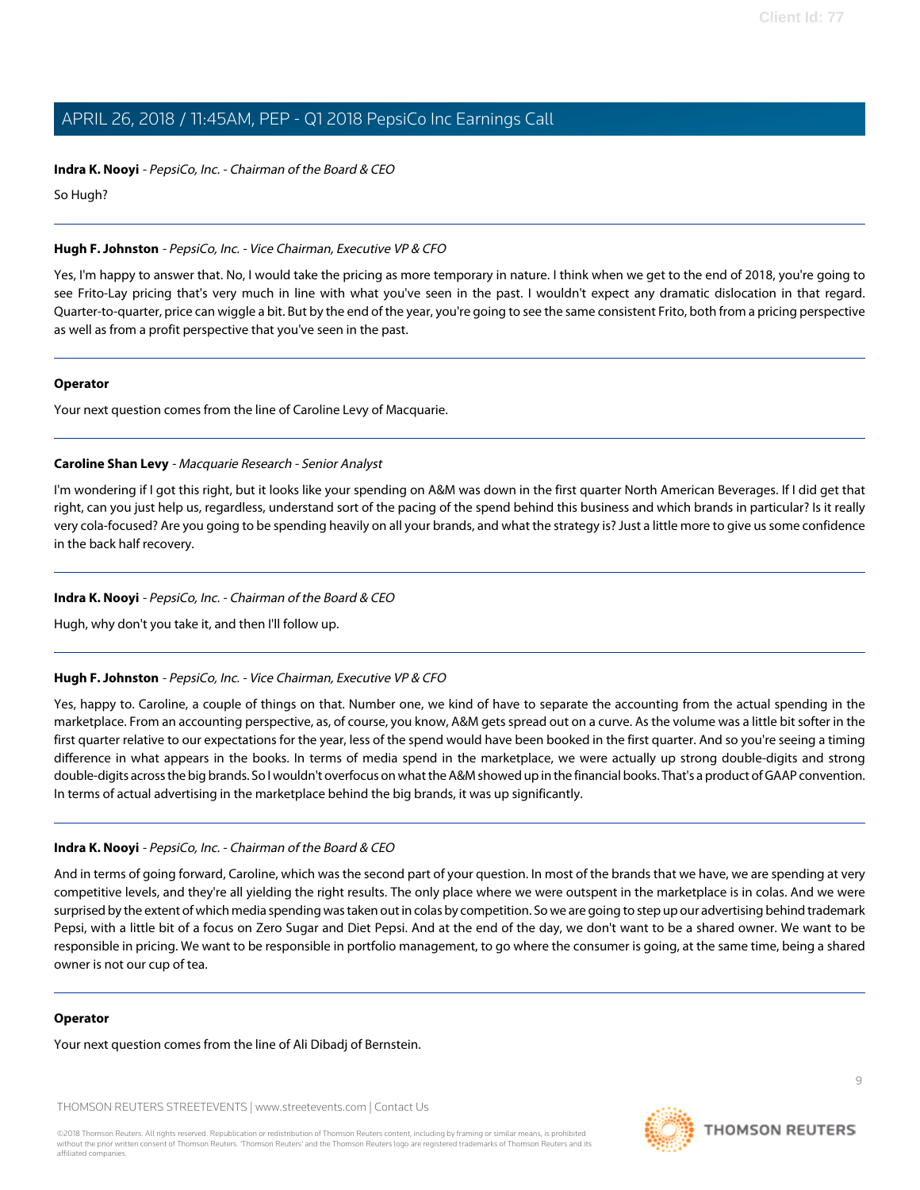**Indra K. Nooyi** - *PepsiCo, Inc. - Chairman of the Board & CEO*

So Hugh?

---

**Hugh F. Johnston** - *PepsiCo, Inc. - Vice Chairman, Executive VP & CFO*

Yes, I'm happy to answer that. No, I would take the pricing as more temporary in nature. I think when we get to the end of 2018, you're going to see Frito-Lay pricing that's very much in line with what you've seen in the past. I wouldn't expect any dramatic dislocation in that regard. Quarter-to-quarter, price can wiggle a bit. But by the end of the year, you're going to see the same consistent Frito, both from a pricing perspective as well as from a profit perspective that you've seen in the past.

---

**Operator**

Your next question comes from the line of Caroline Levy of Macquarie.

---

**Caroline Shan Levy** - *Macquarie Research - Senior Analyst*

I'm wondering if I got this right, but it looks like your spending on A&M was down in the first quarter North American Beverages. If I did get that right, can you just help us, regardless, understand sort of the pacing of the spend behind this business and which brands in particular? Is it really very cola-focused? Are you going to be spending heavily on all your brands, and what the strategy is? Just a little more to give us some confidence in the back half recovery.

---

**Indra K. Nooyi** - *PepsiCo, Inc. - Chairman of the Board & CEO*

Hugh, why don't you take it, and then I'll follow up.

---

**Hugh F. Johnston** - *PepsiCo, Inc. - Vice Chairman, Executive VP & CFO*

Yes, happy to. Caroline, a couple of things on that. Number one, we kind of have to separate the accounting from the actual spending in the marketplace. From an accounting perspective, as, of course, you know, A&M gets spread out on a curve. As the volume was a little bit softer in the first quarter relative to our expectations for the year, less of the spend would have been booked in the first quarter. And so you're seeing a timing difference in what appears in the books. In terms of media spend in the marketplace, we were actually up strong double-digits and strong double-digits across the big brands. So I wouldn't overfocus on what the A&M showed up in the financial books. That's a product of GAAP convention. In terms of actual advertising in the marketplace behind the big brands, it was up significantly.

---

**Indra K. Nooyi** - *PepsiCo, Inc. - Chairman of the Board & CEO*

And in terms of going forward, Caroline, which was the second part of your question. In most of the brands that we have, we are spending at very competitive levels, and they're all yielding the right results. The only place where we were outspent in the marketplace is in colas. And we were surprised by the extent of which media spending was taken out in colas by competition. So we are going to step up our advertising behind trademark Pepsi, with a little bit of a focus on Zero Sugar and Diet Pepsi. And at the end of the day, we don't want to be a shared owner. We want to be responsible in pricing. We want to be responsible in portfolio management, to go where the consumer is going, at the same time, being a shared owner is not our cup of tea.

---

**Operator**

Your next question comes from the line of Ali Dibadj of Bernstein.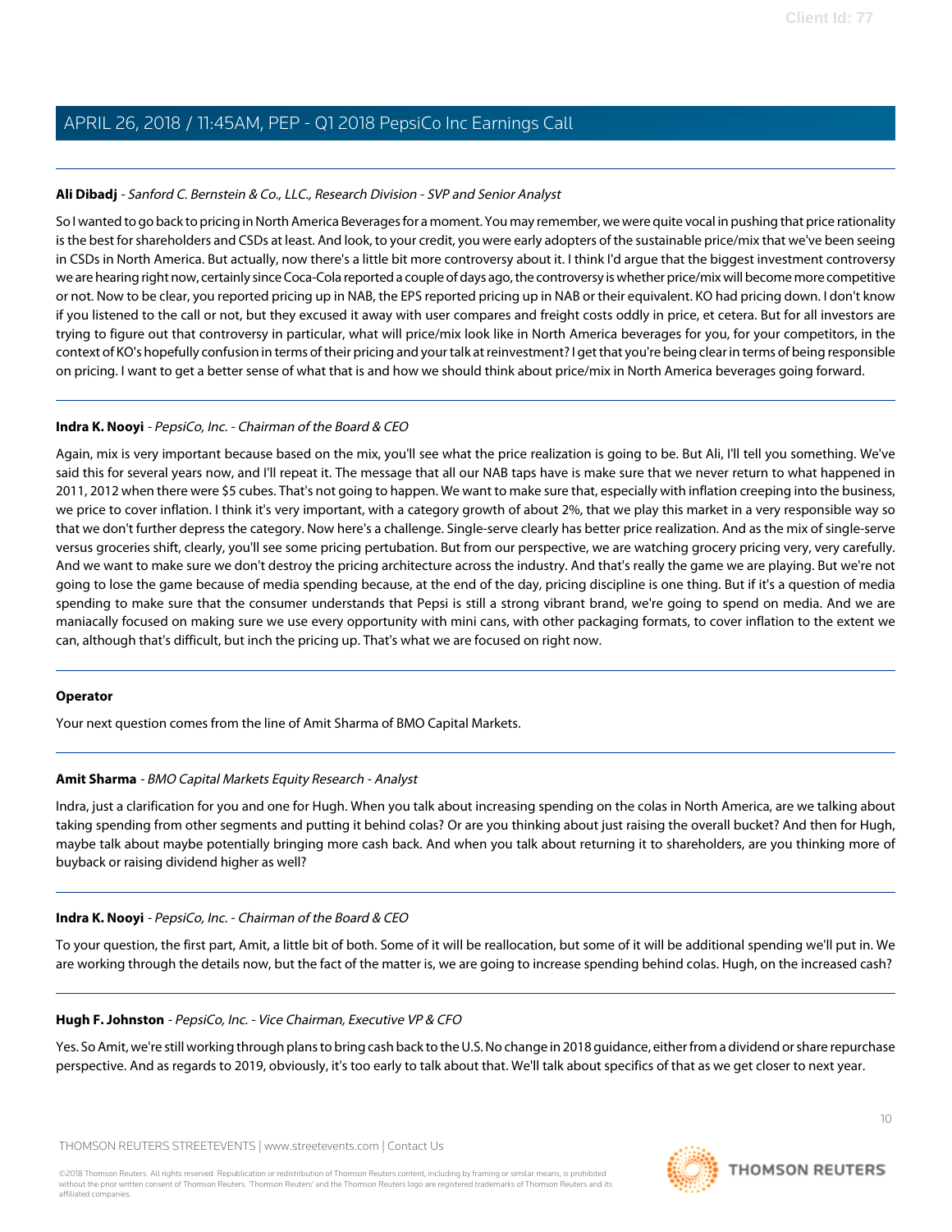**Ali Dibadj** - *Sanford C. Bernstein & Co., LLC., Research Division - SVP and Senior Analyst*

So I wanted to go back to pricing in North America Beverages for a moment. You may remember, we were quite vocal in pushing that price rationality is the best for shareholders and CSDs at least. And look, to your credit, you were early adopters of the sustainable price/mix that we've been seeing in CSDs in North America. But actually, now there's a little bit more controversy about it. I think I'd argue that the biggest investment controversy we are hearing right now, certainly since Coca-Cola reported a couple of days ago, the controversy is whether price/mix will become more competitive or not. Now to be clear, you reported pricing up in NAB, the EPS reported pricing up in NAB or their equivalent. KO had pricing down. I don't know if you listened to the call or not, but they excused it away with user compares and freight costs oddly in price, et cetera. But for all investors are trying to figure out that controversy in particular, what will price/mix look like in North America beverages for you, for your competitors, in the context of KO's hopefully confusion in terms of their pricing and your talk at reinvestment? I get that you're being clear in terms of being responsible on pricing. I want to get a better sense of what that is and how we should think about price/mix in North America beverages going forward.

---

**Indra K. Nooyi** - *PepsiCo, Inc. - Chairman of the Board & CEO*

Again, mix is very important because based on the mix, you'll see what the price realization is going to be. But Ali, I'll tell you something. We've said this for several years now, and I'll repeat it. The message that all our NAB taps have is make sure that we never return to what happened in 2011, 2012 when there were $5 cubes. That's not going to happen. We want to make sure that, especially with inflation creeping into the business, we price to cover inflation. I think it's very important, with a category growth of about 2%, that we play this market in a very responsible way so that we don't further depress the category. Now here's a challenge. Single-serve clearly has better price realization. And as the mix of single-serve versus groceries shift, clearly, you'll see some pricing pertubation. But from our perspective, we are watching grocery pricing very, very carefully. And we want to make sure we don't destroy the pricing architecture across the industry. And that's really the game we are playing. But we're not going to lose the game because of media spending because, at the end of the day, pricing discipline is one thing. But if it's a question of media spending to make sure that the consumer understands that Pepsi is still a strong vibrant brand, we're going to spend on media. And we are maniacally focused on making sure we use every opportunity with mini cans, with other packaging formats, to cover inflation to the extent we can, although that's difficult, but inch the pricing up. That's what we are focused on right now.

---

**Operator**

Your next question comes from the line of Amit Sharma of BMO Capital Markets.

---

**Amit Sharma** - *BMO Capital Markets Equity Research - Analyst*

Indra, just a clarification for you and one for Hugh. When you talk about increasing spending on the colas in North America, are we talking about taking spending from other segments and putting it behind colas? Or are you thinking about just raising the overall bucket? And then for Hugh, maybe talk about maybe potentially bringing more cash back. And when you talk about returning it to shareholders, are you thinking more of buyback or raising dividend higher as well?

---

**Indra K. Nooyi** - *PepsiCo, Inc. - Chairman of the Board & CEO*

To your question, the first part, Amit, a little bit of both. Some of it will be reallocation, but some of it will be additional spending we'll put in. We are working through the details now, but the fact of the matter is, we are going to increase spending behind colas. Hugh, on the increased cash?

---

**Hugh F. Johnston** - *PepsiCo, Inc. - Vice Chairman, Executive VP & CFO*

Yes. So Amit, we're still working through plans to bring cash back to the U.S. No change in 2018 guidance, either from a dividend or share repurchase perspective. And as regards to 2019, obviously, it's too early to talk about that. We'll talk about specifics of that as we get closer to next year.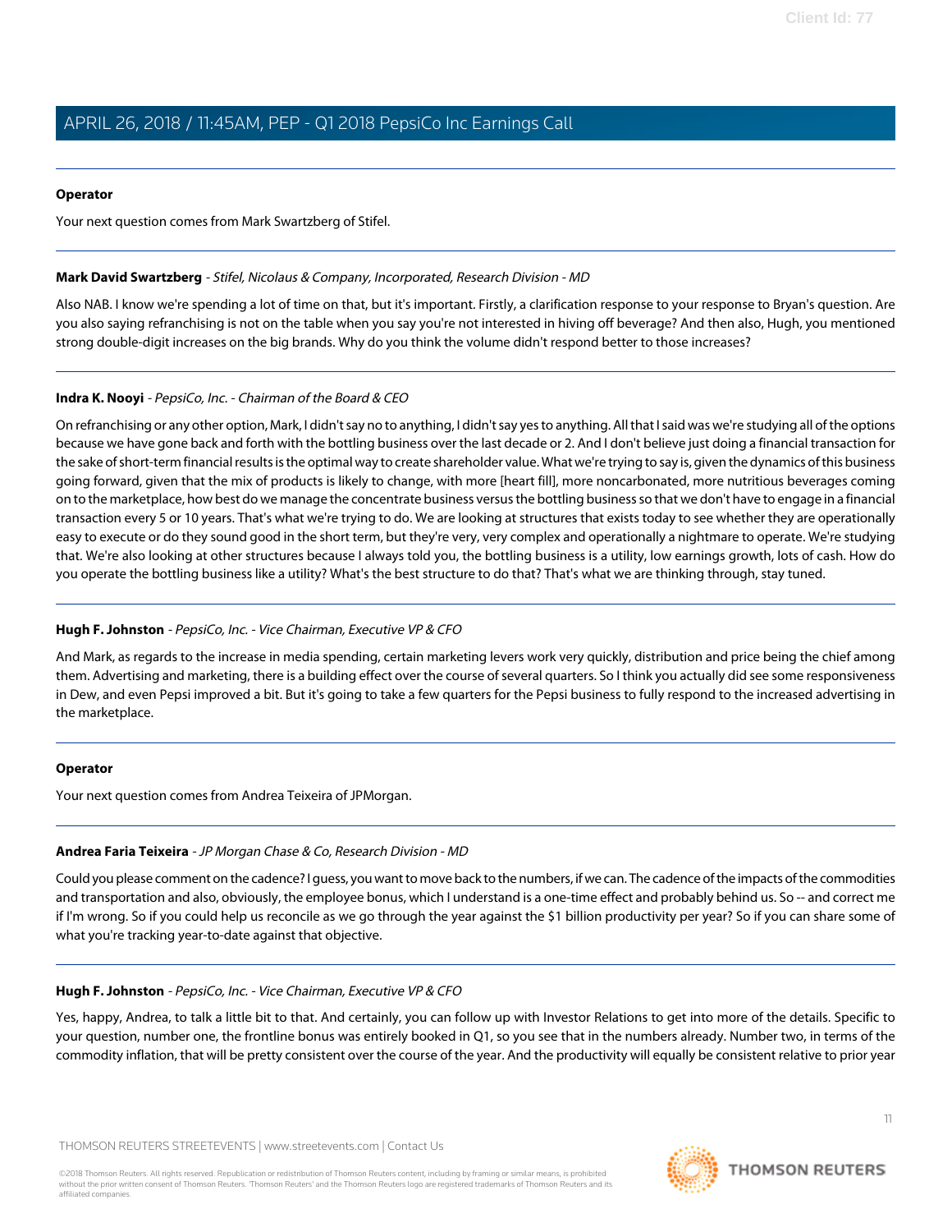**Operator**

Your next question comes from Mark Swartzberg of Stifel.

---

**Mark David Swartzberg** - *Stifel, Nicolaus & Company, Incorporated, Research Division - MD*

Also NAB. I know we're spending a lot of time on that, but it's important. Firstly, a clarification response to your response to Bryan's question. Are you also saying refranchising is not on the table when you say you're not interested in hiving off beverage? And then also, Hugh, you mentioned strong double-digit increases on the big brands. Why do you think the volume didn't respond better to those increases?

---

**Indra K. Nooyi** - *PepsiCo, Inc. - Chairman of the Board & CEO*

On refranchising or any other option, Mark, I didn't say no to anything, I didn't say yes to anything. All that I said was we're studying all of the options because we have gone back and forth with the bottling business over the last decade or 2. And I don't believe just doing a financial transaction for the sake of short-term financial results is the optimal way to create shareholder value. What we're trying to say is, given the dynamics of this business going forward, given that the mix of products is likely to change, with more [heart fill], more noncarbonated, more nutritious beverages coming on to the marketplace, how best do we manage the concentrate business versus the bottling business so that we don't have to engage in a financial transaction every 5 or 10 years. That's what we're trying to do. We are looking at structures that exists today to see whether they are operationally easy to execute or do they sound good in the short term, but they're very, very complex and operationally a nightmare to operate. We're studying that. We're also looking at other structures because I always told you, the bottling business is a utility, low earnings growth, lots of cash. How do you operate the bottling business like a utility? What's the best structure to do that? That's what we are thinking through, stay tuned.

---

**Hugh F. Johnston** - *PepsiCo, Inc. - Vice Chairman, Executive VP & CFO*

And Mark, as regards to the increase in media spending, certain marketing levers work very quickly, distribution and price being the chief among them. Advertising and marketing, there is a building effect over the course of several quarters. So I think you actually did see some responsiveness in Dew, and even Pepsi improved a bit. But it's going to take a few quarters for the Pepsi business to fully respond to the increased advertising in the marketplace.

---

**Operator**

Your next question comes from Andrea Teixeira of JPMorgan.

---

**Andrea Faria Teixeira** - *JP Morgan Chase & Co, Research Division - MD*

Could you please comment on the cadence? I guess, you want to move back to the numbers, if we can. The cadence of the impacts of the commodities and transportation and also, obviously, the employee bonus, which I understand is a one-time effect and probably behind us. So -- and correct me if I'm wrong. So if you could help us reconcile as we go through the year against the $1 billion productivity per year? So if you can share some of what you're tracking year-to-date against that objective.

---

**Hugh F. Johnston** - *PepsiCo, Inc. - Vice Chairman, Executive VP & CFO*

Yes, happy, Andrea, to talk a little bit to that. And certainly, you can follow up with Investor Relations to get into more of the details. Specific to your question, number one, the frontline bonus was entirely booked in Q1, so you see that in the numbers already. Number two, in terms of the commodity inflation, that will be pretty consistent over the course of the year. And the productivity will equally be consistent relative to prior year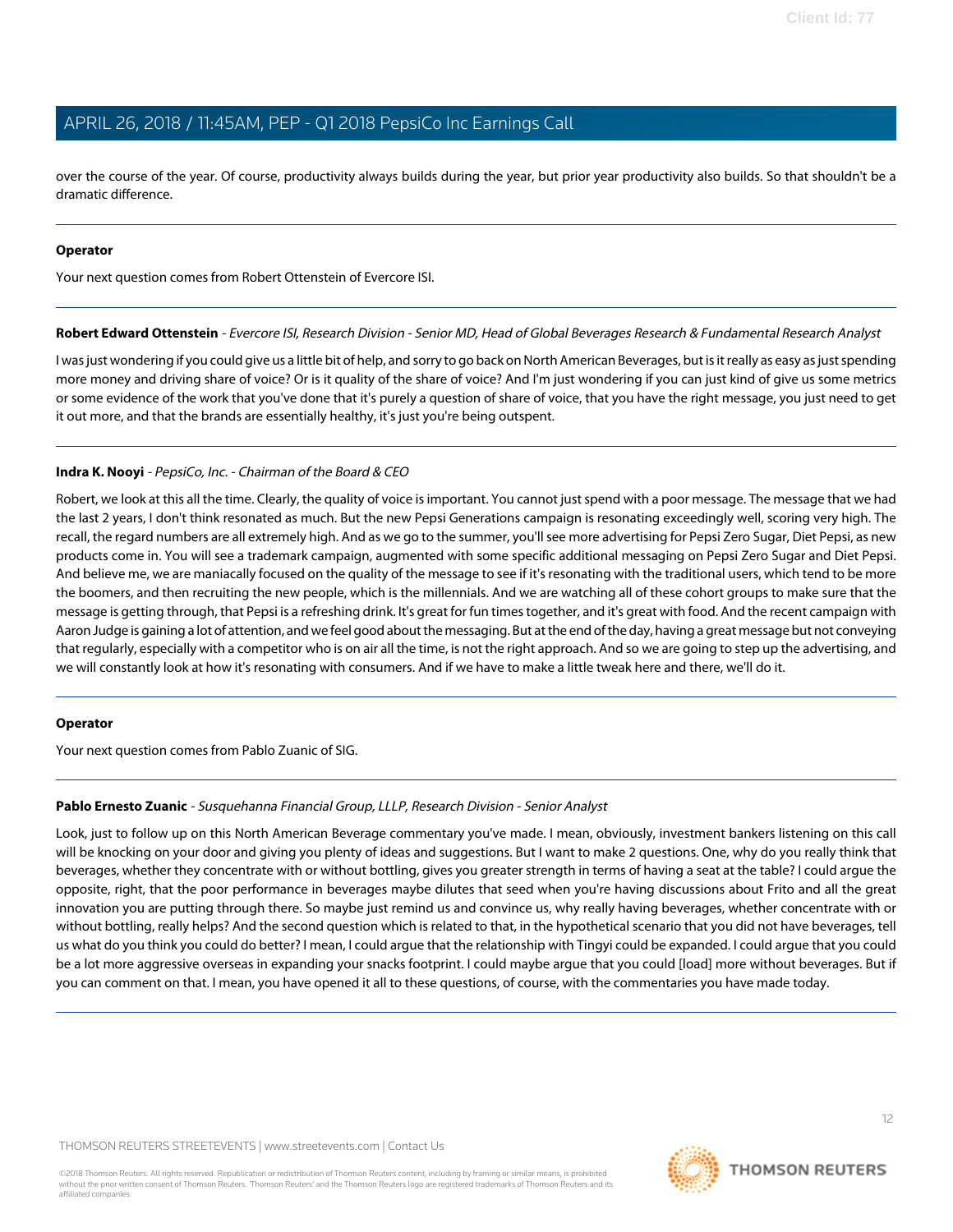over the course of the year. Of course, productivity always builds during the year, but prior year productivity also builds. So that shouldn't be a dramatic difference.

---

**Operator**

Your next question comes from Robert Ottenstein of Evercore ISI.

---

**Robert Edward Ottenstein** - *Evercore ISI, Research Division - Senior MD, Head of Global Beverages Research & Fundamental Research Analyst*

I was just wondering if you could give us a little bit of help, and sorry to go back on North American Beverages, but is it really as easy as just spending more money and driving share of voice? Or is it quality of the share of voice? And I'm just wondering if you can just kind of give us some metrics or some evidence of the work that you've done that it's purely a question of share of voice, that you have the right message, you just need to get it out more, and that the brands are essentially healthy, it's just you're being outspent.

---

**Indra K. Nooyi** - *PepsiCo, Inc. - Chairman of the Board & CEO*

Robert, we look at this all the time. Clearly, the quality of voice is important. You cannot just spend with a poor message. The message that we had the last 2 years, I don't think resonated as much. But the new Pepsi Generations campaign is resonating exceedingly well, scoring very high. The recall, the regard numbers are all extremely high. And as we go to the summer, you'll see more advertising for Pepsi Zero Sugar, Diet Pepsi, as new products come in. You will see a trademark campaign, augmented with some specific additional messaging on Pepsi Zero Sugar and Diet Pepsi. And believe me, we are maniacally focused on the quality of the message to see if it's resonating with the traditional users, which tend to be more the boomers, and then recruiting the new people, which is the millennials. And we are watching all of these cohort groups to make sure that the message is getting through, that Pepsi is a refreshing drink. It's great for fun times together, and it's great with food. And the recent campaign with Aaron Judge is gaining a lot of attention, and we feel good about the messaging. But at the end of the day, having a great message but not conveying that regularly, especially with a competitor who is on air all the time, is not the right approach. And so we are going to step up the advertising, and we will constantly look at how it's resonating with consumers. And if we have to make a little tweak here and there, we'll do it.

---

**Operator**

Your next question comes from Pablo Zuanic of SIG.

---

**Pablo Ernesto Zuanic** - *Susquehanna Financial Group, LLLP, Research Division - Senior Analyst*

Look, just to follow up on this North American Beverage commentary you've made. I mean, obviously, investment bankers listening on this call will be knocking on your door and giving you plenty of ideas and suggestions. But I want to make 2 questions. One, why do you really think that beverages, whether they concentrate with or without bottling, gives you greater strength in terms of having a seat at the table? I could argue the opposite, right, that the poor performance in beverages maybe dilutes that seed when you're having discussions about Frito and all the great innovation you are putting through there. So maybe just remind us and convince us, why really having beverages, whether concentrate with or without bottling, really helps? And the second question which is related to that, in the hypothetical scenario that you did not have beverages, tell us what do you think you could do better? I mean, I could argue that the relationship with Tingyi could be expanded. I could argue that you could be a lot more aggressive overseas in expanding your snacks footprint. I could maybe argue that you could [load] more without beverages. But if you can comment on that. I mean, you have opened it all to these questions, of course, with the commentaries you have made today.

---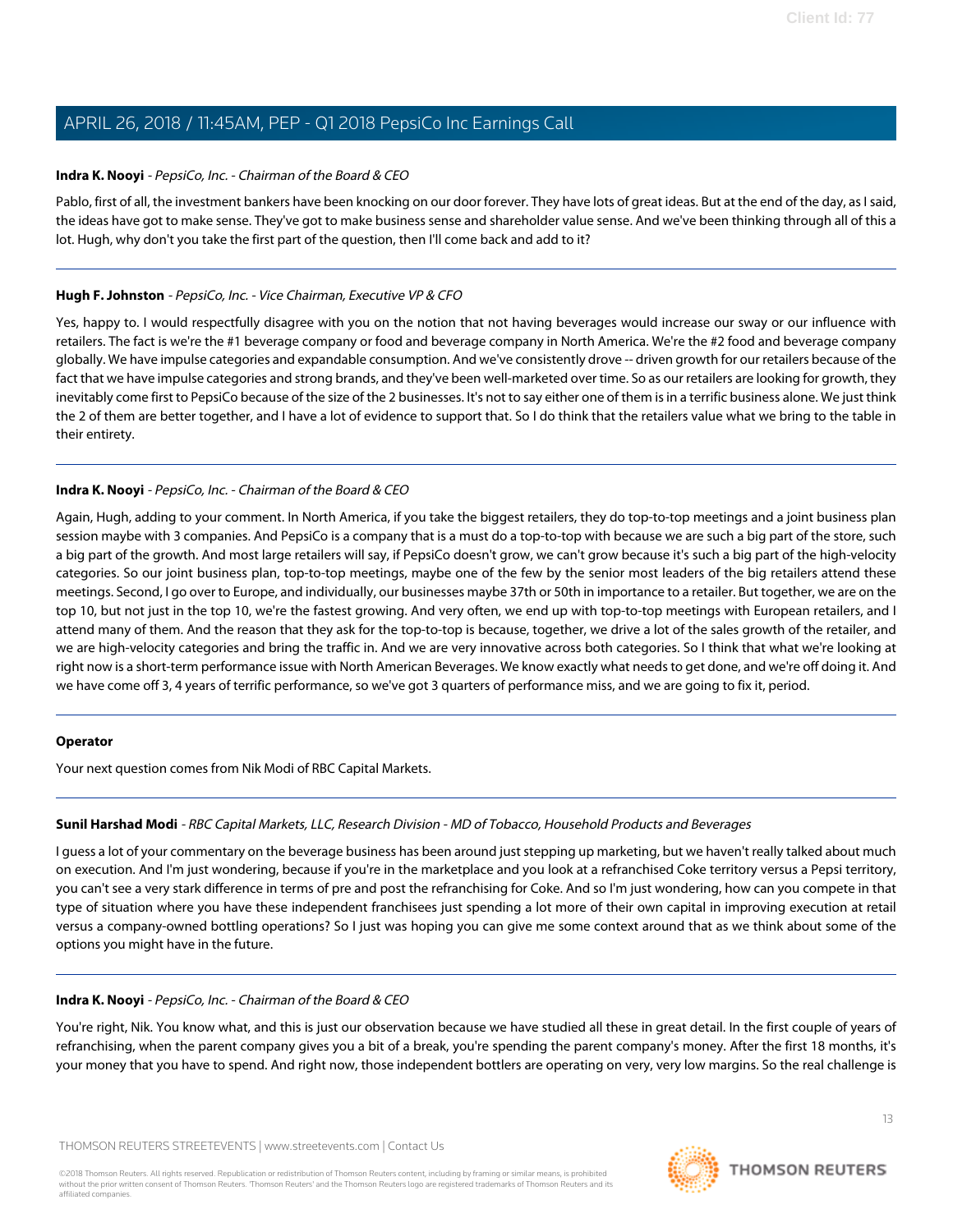**Indra K. Nooyi** - *PepsiCo, Inc. - Chairman of the Board & CEO*

Pablo, first of all, the investment bankers have been knocking on our door forever. They have lots of great ideas. But at the end of the day, as I said, the ideas have got to make sense. They've got to make business sense and shareholder value sense. And we've been thinking through all of this a lot. Hugh, why don't you take the first part of the question, then I'll come back and add to it?

---

**Hugh F. Johnston** - *PepsiCo, Inc. - Vice Chairman, Executive VP & CFO*

Yes, happy to. I would respectfully disagree with you on the notion that not having beverages would increase our sway or our influence with retailers. The fact is we're the #1 beverage company or food and beverage company in North America. We're the #2 food and beverage company globally. We have impulse categories and expandable consumption. And we've consistently drove -- driven growth for our retailers because of the fact that we have impulse categories and strong brands, and they've been well-marketed over time. So as our retailers are looking for growth, they inevitably come first to PepsiCo because of the size of the 2 businesses. It's not to say either one of them is in a terrific business alone. We just think the 2 of them are better together, and I have a lot of evidence to support that. So I do think that the retailers value what we bring to the table in their entirety.

---

**Indra K. Nooyi** - *PepsiCo, Inc. - Chairman of the Board & CEO*

Again, Hugh, adding to your comment. In North America, if you take the biggest retailers, they do top-to-top meetings and a joint business plan session maybe with 3 companies. And PepsiCo is a company that is a must do a top-to-top with because we are such a big part of the store, such a big part of the growth. And most large retailers will say, if PepsiCo doesn't grow, we can't grow because it's such a big part of the high-velocity categories. So our joint business plan, top-to-top meetings, maybe one of the few by the senior most leaders of the big retailers attend these meetings. Second, I go over to Europe, and individually, our businesses maybe 37th or 50th in importance to a retailer. But together, we are on the top 10, but not just in the top 10, we're the fastest growing. And very often, we end up with top-to-top meetings with European retailers, and I attend many of them. And the reason that they ask for the top-to-top is because, together, we drive a lot of the sales growth of the retailer, and we are high-velocity categories and bring the traffic in. And we are very innovative across both categories. So I think that what we're looking at right now is a short-term performance issue with North American Beverages. We know exactly what needs to get done, and we're off doing it. And we have come off 3, 4 years of terrific performance, so we've got 3 quarters of performance miss, and we are going to fix it, period.

---

**Operator**

Your next question comes from Nik Modi of RBC Capital Markets.

---

**Sunil Harshad Modi** - *RBC Capital Markets, LLC, Research Division - MD of Tobacco, Household Products and Beverages*

I guess a lot of your commentary on the beverage business has been around just stepping up marketing, but we haven't really talked about much on execution. And I'm just wondering, because if you're in the marketplace and you look at a refranchised Coke territory versus a Pepsi territory, you can't see a very stark difference in terms of pre and post the refranchising for Coke. And so I'm just wondering, how can you compete in that type of situation where you have these independent franchisees just spending a lot more of their own capital in improving execution at retail versus a company-owned bottling operations? So I just was hoping you can give me some context around that as we think about some of the options you might have in the future.

---

**Indra K. Nooyi** - *PepsiCo, Inc. - Chairman of the Board & CEO*

You're right, Nik. You know what, and this is just our observation because we have studied all these in great detail. In the first couple of years of refranchising, when the parent company gives you a bit of a break, you're spending the parent company's money. After the first 18 months, it's your money that you have to spend. And right now, those independent bottlers are operating on very, very low margins. So the real challenge is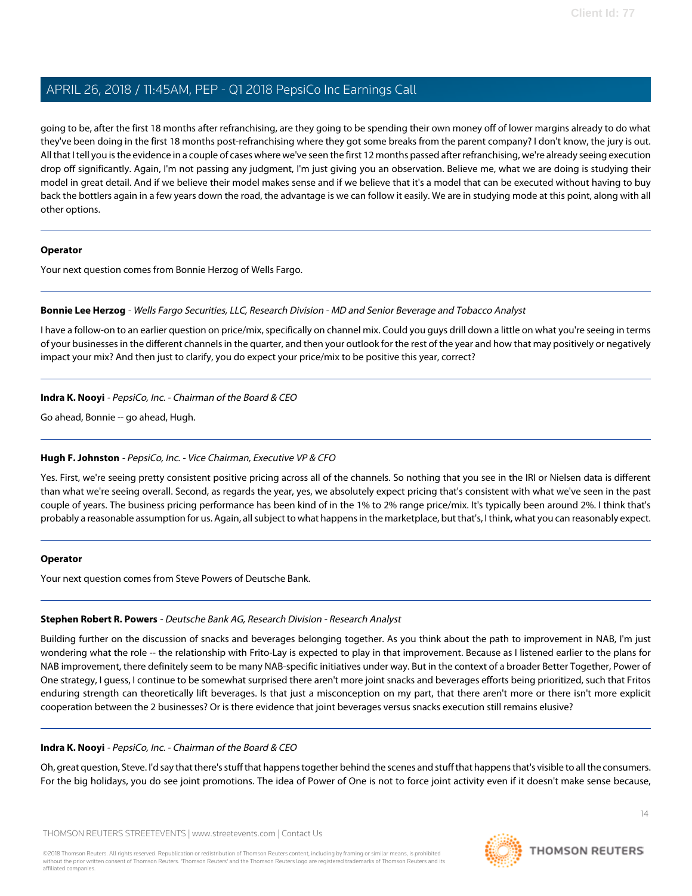going to be, after the first 18 months after refranchising, are they going to be spending their own money off of lower margins already to do what they've been doing in the first 18 months post-refranchising where they got some breaks from the parent company? I don't know, the jury is out. All that I tell you is the evidence in a couple of cases where we've seen the first 12 months passed after refranchising, we're already seeing execution drop off significantly. Again, I'm not passing any judgment, I'm just giving you an observation. Believe me, what we are doing is studying their model in great detail. And if we believe their model makes sense and if we believe that it's a model that can be executed without having to buy back the bottlers again in a few years down the road, the advantage is we can follow it easily. We are in studying mode at this point, along with all other options.

---

**Operator**

Your next question comes from Bonnie Herzog of Wells Fargo.

---

**Bonnie Lee Herzog** - *Wells Fargo Securities, LLC, Research Division - MD and Senior Beverage and Tobacco Analyst*

I have a follow-on to an earlier question on price/mix, specifically on channel mix. Could you guys drill down a little on what you're seeing in terms of your businesses in the different channels in the quarter, and then your outlook for the rest of the year and how that may positively or negatively impact your mix? And then just to clarify, you do expect your price/mix to be positive this year, correct?

---

**Indra K. Nooyi** - *PepsiCo, Inc. - Chairman of the Board & CEO*

Go ahead, Bonnie -- go ahead, Hugh.

---

**Hugh F. Johnston** - *PepsiCo, Inc. - Vice Chairman, Executive VP & CFO*

Yes. First, we're seeing pretty consistent positive pricing across all of the channels. So nothing that you see in the IRI or Nielsen data is different than what we're seeing overall. Second, as regards the year, yes, we absolutely expect pricing that's consistent with what we've seen in the past couple of years. The business pricing performance has been kind of in the 1% to 2% range price/mix. It's typically been around 2%. I think that's probably a reasonable assumption for us. Again, all subject to what happens in the marketplace, but that's, I think, what you can reasonably expect.

---

**Operator**

Your next question comes from Steve Powers of Deutsche Bank.

---

**Stephen Robert R. Powers** - *Deutsche Bank AG, Research Division - Research Analyst*

Building further on the discussion of snacks and beverages belonging together. As you think about the path to improvement in NAB, I'm just wondering what the role -- the relationship with Frito-Lay is expected to play in that improvement. Because as I listened earlier to the plans for NAB improvement, there definitely seem to be many NAB-specific initiatives under way. But in the context of a broader Better Together, Power of One strategy, I guess, I continue to be somewhat surprised there aren't more joint snacks and beverages efforts being prioritized, such that Fritos enduring strength can theoretically lift beverages. Is that just a misconception on my part, that there aren't more or there isn't more explicit cooperation between the 2 businesses? Or is there evidence that joint beverages versus snacks execution still remains elusive?

---

**Indra K. Nooyi** - *PepsiCo, Inc. - Chairman of the Board & CEO*

Oh, great question, Steve. I'd say that there's stuff that happens together behind the scenes and stuff that happens that's visible to all the consumers. For the big holidays, you do see joint promotions. The idea of Power of One is not to force joint activity even if it doesn't make sense because,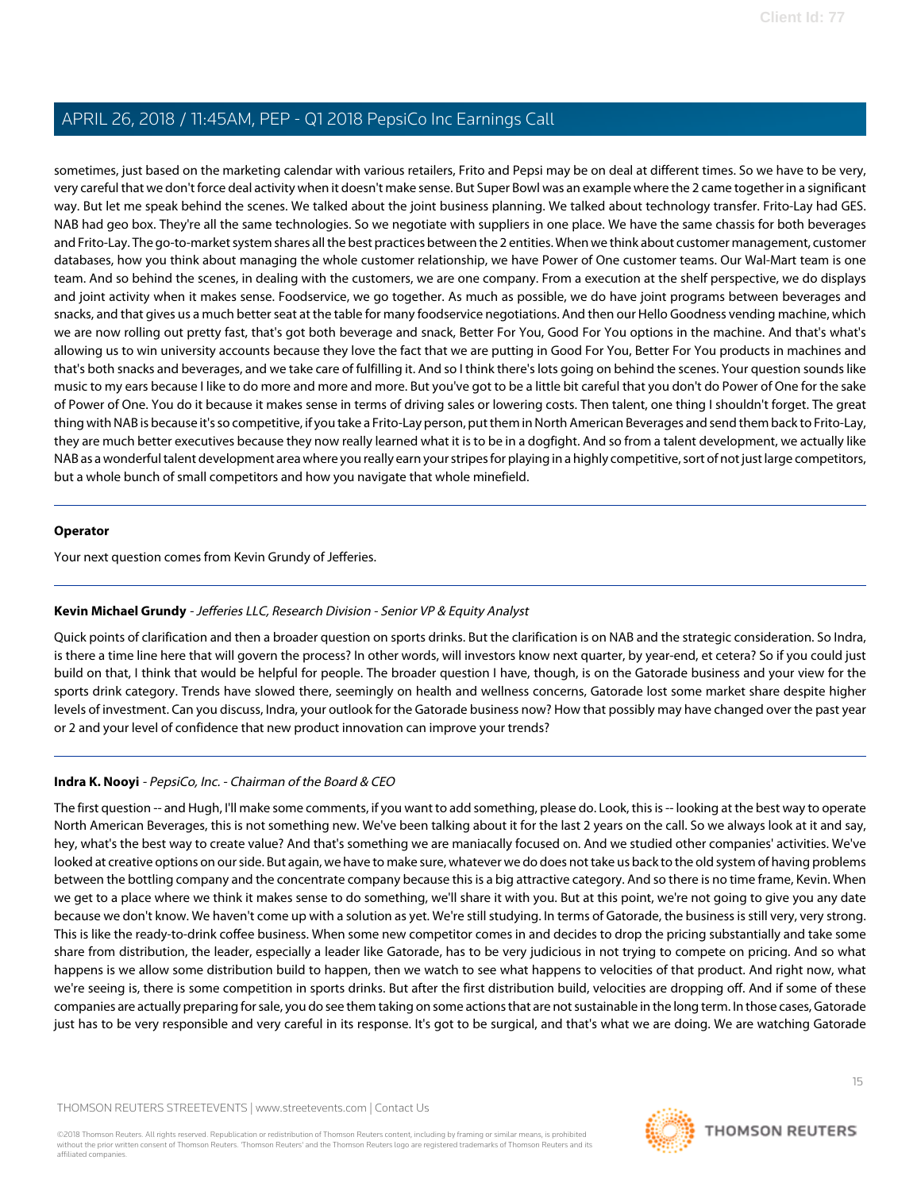sometimes, just based on the marketing calendar with various retailers, Frito and Pepsi may be on deal at different times. So we have to be very, very careful that we don't force deal activity when it doesn't make sense. But Super Bowl was an example where the 2 came together in a significant way. But let me speak behind the scenes. We talked about the joint business planning. We talked about technology transfer. Frito-Lay had GES. NAB had geo box. They're all the same technologies. So we negotiate with suppliers in one place. We have the same chassis for both beverages and Frito-Lay. The go-to-market system shares all the best practices between the 2 entities. When we think about customer management, customer databases, how you think about managing the whole customer relationship, we have Power of One customer teams. Our Wal-Mart team is one team. And so behind the scenes, in dealing with the customers, we are one company. From a execution at the shelf perspective, we do displays and joint activity when it makes sense. Foodservice, we go together. As much as possible, we do have joint programs between beverages and snacks, and that gives us a much better seat at the table for many foodservice negotiations. And then our Hello Goodness vending machine, which we are now rolling out pretty fast, that's got both beverage and snack, Better For You, Good For You options in the machine. And that's what's allowing us to win university accounts because they love the fact that we are putting in Good For You, Better For You products in machines and that's both snacks and beverages, and we take care of fulfilling it. And so I think there's lots going on behind the scenes. Your question sounds like music to my ears because I like to do more and more and more. But you've got to be a little bit careful that you don't do Power of One for the sake of Power of One. You do it because it makes sense in terms of driving sales or lowering costs. Then talent, one thing I shouldn't forget. The great thing with NAB is because it's so competitive, if you take a Frito-Lay person, put them in North American Beverages and send them back to Frito-Lay, they are much better executives because they now really learned what it is to be in a dogfight. And so from a talent development, we actually like NAB as a wonderful talent development area where you really earn your stripes for playing in a highly competitive, sort of not just large competitors, but a whole bunch of small competitors and how you navigate that whole minefield.

---

**Operator**

Your next question comes from Kevin Grundy of Jefferies.

---

**Kevin Michael Grundy** - *Jefferies LLC, Research Division - Senior VP & Equity Analyst*

Quick points of clarification and then a broader question on sports drinks. But the clarification is on NAB and the strategic consideration. So Indra, is there a time line here that will govern the process? In other words, will investors know next quarter, by year-end, et cetera? So if you could just build on that, I think that would be helpful for people. The broader question I have, though, is on the Gatorade business and your view for the sports drink category. Trends have slowed there, seemingly on health and wellness concerns, Gatorade lost some market share despite higher levels of investment. Can you discuss, Indra, your outlook for the Gatorade business now? How that possibly may have changed over the past year or 2 and your level of confidence that new product innovation can improve your trends?

---

**Indra K. Nooyi** - *PepsiCo, Inc. - Chairman of the Board & CEO*

The first question -- and Hugh, I'll make some comments, if you want to add something, please do. Look, this is -- looking at the best way to operate North American Beverages, this is not something new. We've been talking about it for the last 2 years on the call. So we always look at it and say, hey, what's the best way to create value? And that's something we are maniacally focused on. And we studied other companies' activities. We've looked at creative options on our side. But again, we have to make sure, whatever we do does not take us back to the old system of having problems between the bottling company and the concentrate company because this is a big attractive category. And so there is no time frame, Kevin. When we get to a place where we think it makes sense to do something, we'll share it with you. But at this point, we're not going to give you any date because we don't know. We haven't come up with a solution as yet. We're still studying. In terms of Gatorade, the business is still very, very strong. This is like the ready-to-drink coffee business. When some new competitor comes in and decides to drop the pricing substantially and take some share from distribution, the leader, especially a leader like Gatorade, has to be very judicious in not trying to compete on pricing. And so what happens is we allow some distribution build to happen, then we watch to see what happens to velocities of that product. And right now, what we're seeing is, there is some competition in sports drinks. But after the first distribution build, velocities are dropping off. And if some of these companies are actually preparing for sale, you do see them taking on some actions that are not sustainable in the long term. In those cases, Gatorade just has to be very responsible and very careful in its response. It's got to be surgical, and that's what we are doing. We are watching Gatorade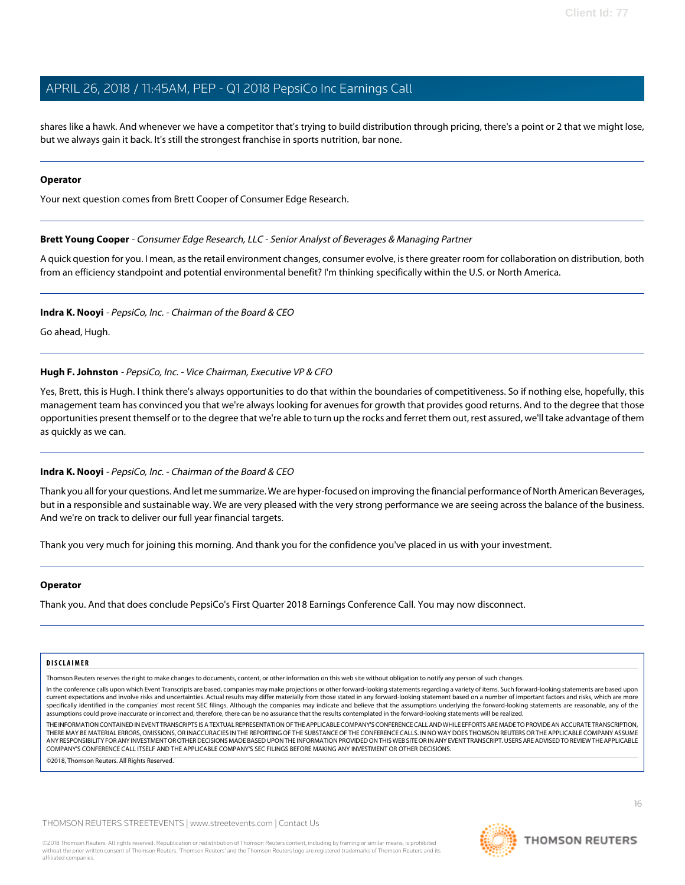shares like a hawk. And whenever we have a competitor that's trying to build distribution through pricing, there's a point or 2 that we might lose, but we always gain it back. It's still the strongest franchise in sports nutrition, bar none.

---

**Operator**

Your next question comes from Brett Cooper of Consumer Edge Research.

---

**Brett Young Cooper** - *Consumer Edge Research, LLC - Senior Analyst of Beverages & Managing Partner*

A quick question for you. I mean, as the retail environment changes, consumer evolve, is there greater room for collaboration on distribution, both from an efficiency standpoint and potential environmental benefit? I'm thinking specifically within the U.S. or North America.

---

**Indra K. Nooyi** - *PepsiCo, Inc. - Chairman of the Board & CEO*

Go ahead, Hugh.

---

**Hugh F. Johnston** - *PepsiCo, Inc. - Vice Chairman, Executive VP & CFO*

Yes, Brett, this is Hugh. I think there's always opportunities to do that within the boundaries of competitiveness. So if nothing else, hopefully, this management team has convinced you that we're always looking for avenues for growth that provides good returns. And to the degree that those opportunities present themself or to the degree that we're able to turn up the rocks and ferret them out, rest assured, we'll take advantage of them as quickly as we can.

---

**Indra K. Nooyi** - *PepsiCo, Inc. - Chairman of the Board & CEO*

Thank you all for your questions. And let me summarize. We are hyper-focused on improving the financial performance of North American Beverages, but in a responsible and sustainable way. We are very pleased with the very strong performance we are seeing across the balance of the business. And we're on track to deliver our full year financial targets.

Thank you very much for joining this morning. And thank you for the confidence you've placed in us with your investment.

---

**Operator**

Thank you. And that does conclude PepsiCo's First Quarter 2018 Earnings Conference Call. You may now disconnect.

---

**DISCLAIMER**

Thomson Reuters reserves the right to make changes to documents, content, or other information on this web site without obligation to notify any person of such changes.

In the conference calls upon which Event Transcripts are based, companies may make projections or other forward-looking statements regarding a variety of items. Such forward-looking statements are based upon current expectations and involve risks and uncertainties. Actual results may differ materially from those stated in any forward-looking statement based on a number of important factors and risks, which are more specifically identified in the companies' most recent SEC filings. Although the companies may indicate and believe that the assumptions underlying the forward-looking statements are reasonable, any of the assumptions could prove inaccurate or incorrect and, therefore, there can be no assurance that the results contemplated in the forward-looking statements will be realized.

THE INFORMATION CONTAINED IN EVENT TRANSCRIPTS IS A TEXTUAL REPRESENTATION OF THE APPLICABLE COMPANY'S CONFERENCE CALL AND WHILE EFFORTS ARE MADE TO PROVIDE AN ACCURATE TRANSCRIPTION, THERE MAY BE MATERIAL ERRORS, OMISSIONS, OR INACCURACIES IN THE REPORTING OF THE SUBSTANCE OF THE CONFERENCE CALLS. IN NO WAY DOES THOMSON REUTERS OR THE APPLICABLE COMPANY ASSUME ANY RESPONSIBILITY FOR ANY INVESTMENT OR OTHER DECISIONS MADE BASED UPON THE INFORMATION PROVIDED ON THIS WEB SITE OR IN ANY EVENT TRANSCRIPT. USERS ARE ADVISED TO REVIEW THE APPLICABLE COMPANY'S CONFERENCE CALL ITSELF AND THE APPLICABLE COMPANY'S SEC FILINGS BEFORE MAKING ANY INVESTMENT OR OTHER DECISIONS.

©2018, Thomson Reuters. All Rights Reserved.